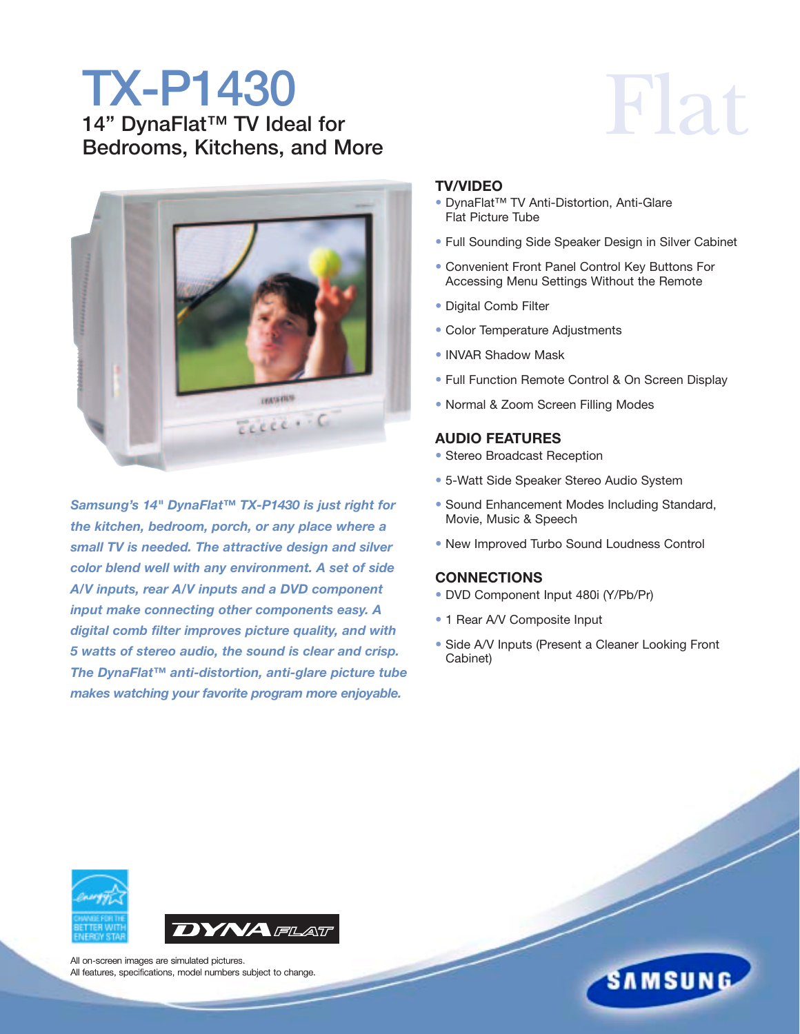# TX-P1430

## 14" DynaFlat™ TV Ideal for Bedrooms, Kitchens, and More

Flat

*Samsung's 14" DynaFlat™ TX-P1430 is just right for the kitchen, bedroom, porch, or any place where a small TV is needed. The attractive design and silver color blend well with any environment. A set of side A/V inputs, rear A/V inputs and a DVD component input make connecting other components easy. A digital comb filter improves picture quality, and with 5 watts of stereo audio, the sound is clear and crisp. The DynaFlat™ anti-distortion, anti-glare picture tube makes watching your favorite program more enjoyable.*

### TV/VIDEO

- DynaFlat™ TV Anti-Distortion, Anti-Glare Flat Picture Tube
- Full Sounding Side Speaker Design in Silver Cabinet
- Convenient Front Panel Control Key Buttons For Accessing Menu Settings Without the Remote
- Digital Comb Filter
- Color Temperature Adjustments
- INVAR Shadow Mask
- Full Function Remote Control & On Screen Display
- Normal & Zoom Screen Filling Modes

### AUDIO FEATURES

- Stereo Broadcast Reception
- 5-Watt Side Speaker Stereo Audio System
- Sound Enhancement Modes Including Standard, Movie, Music & Speech
- New Improved Turbo Sound Loudness Control

### CONNECTIONS

- DVD Component Input 480i (Y/Pb/Pr)
- 1 Rear A/V Composite Input
- Side A/V Inputs (Present a Cleaner Looking Front Cabinet)

All on-screen images are simulated pictures.
All features, specifications, model numbers subject to change.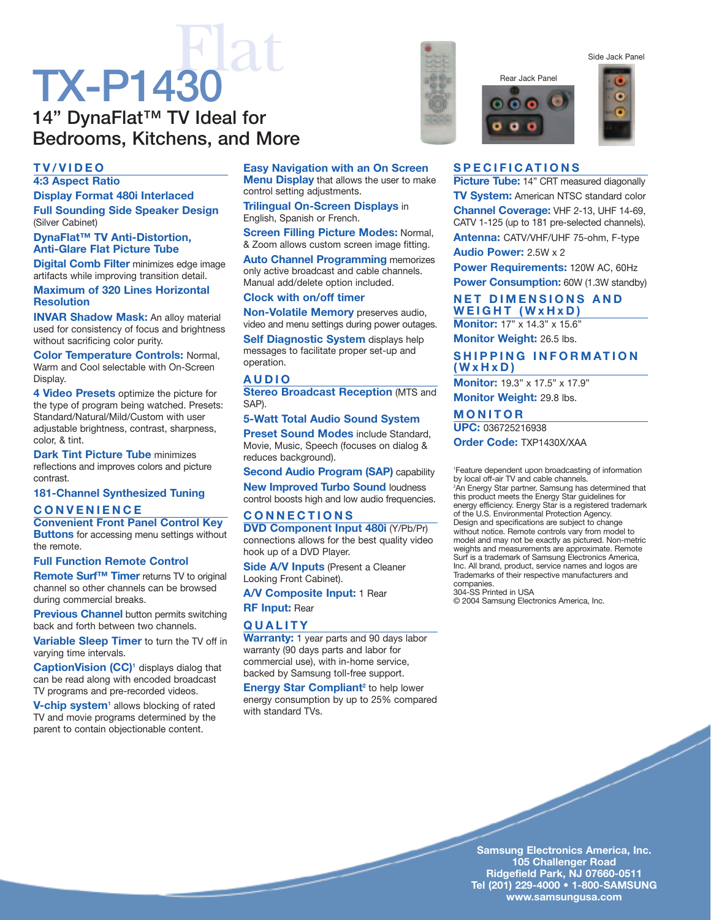# TX-P1430

## 14" DynaFlat™ TV Ideal for Bedrooms, Kitchens, and More

Rear Jack Panel

Side Jack Panel

### TV/VIDEO

**4:3 Aspect Ratio**

**Display Format 480i Interlaced**

**Full Sounding Side Speaker Design** (Silver Cabinet)

**DynaFlat™ TV Anti-Distortion, Anti-Glare Flat Picture Tube**

**Digital Comb Filter** minimizes edge image artifacts while improving transition detail.

**Maximum of 320 Lines Horizontal Resolution**

**INVAR Shadow Mask:** An alloy material used for consistency of focus and brightness without sacrificing color purity.

**Color Temperature Controls:** Normal, Warm and Cool selectable with On-Screen Display.

**4 Video Presets** optimize the picture for the type of program being watched. Presets: Standard/Natural/Mild/Custom with user adjustable brightness, contrast, sharpness, color, & tint.

**Dark Tint Picture Tube** minimizes reflections and improves colors and picture contrast.

**181-Channel Synthesized Tuning**

### CONVENIENCE

**Convenient Front Panel Control Key Buttons** for accessing menu settings without the remote.

**Full Function Remote Control**

**Remote Surf™ Timer** returns TV to original channel so other channels can be browsed during commercial breaks.

**Previous Channel** button permits switching back and forth between two channels.

**Variable Sleep Timer** to turn the TV off in varying time intervals.

**CaptionVision (CC)**[1] displays dialog that can be read along with encoded broadcast TV programs and pre-recorded videos.

**V-chip system**[1] allows blocking of rated TV and movie programs determined by the parent to contain objectionable content.

**Easy Navigation with an On Screen Menu Display** that allows the user to make control setting adjustments.

**Trilingual On-Screen Displays** in English, Spanish or French.

**Screen Filling Picture Modes:** Normal, & Zoom allows custom screen image fitting.

**Auto Channel Programming** memorizes only active broadcast and cable channels. Manual add/delete option included.

**Clock with on/off timer**

**Non-Volatile Memory** preserves audio, video and menu settings during power outages.

**Self Diagnostic System** displays help messages to facilitate proper set-up and operation.

### AUDIO

**Stereo Broadcast Reception** (MTS and SAP).

**5-Watt Total Audio Sound System**

**Preset Sound Modes** include Standard, Movie, Music, Speech (focuses on dialog & reduces background).

**Second Audio Program (SAP)** capability

**New Improved Turbo Sound** loudness control boosts high and low audio frequencies.

### CONNECTIONS

**DVD Component Input 480i** (Y/Pb/Pr) connections allows for the best quality video hook up of a DVD Player.

**Side A/V Inputs** (Present a Cleaner Looking Front Cabinet).

**A/V Composite Input:** 1 Rear

**RF Input:** Rear

### QUALITY

**Warranty:** 1 year parts and 90 days labor warranty (90 days parts and labor for commercial use), with in-home service, backed by Samsung toll-free support.

**Energy Star Compliant**[2] to help lower energy consumption by up to 25% compared with standard TVs.

### SPECIFICATIONS

**Picture Tube:** 14" CRT measured diagonally

**TV System:** American NTSC standard color

**Channel Coverage:** VHF 2-13, UHF 14-69, CATV 1-125 (up to 181 pre-selected channels).

**Antenna:** CATV/VHF/UHF 75-ohm, F-type

**Audio Power:** 2.5W x 2

**Power Requirements:** 120W AC, 60Hz

**Power Consumption:** 60W (1.3W standby)

### NET DIMENSIONS AND WEIGHT (WxHxD)

**Monitor:** 17" x 14.3" x 15.6"

**Monitor Weight:** 26.5 lbs.

### SHIPPING INFORMATION (WxHxD)

**Monitor:** 19.3" x 17.5" x 17.9"

**Monitor Weight:** 29.8 lbs.

### MONITOR

**UPC:** 036725216938

**Order Code:** TXP1430X/XAA

[1]Feature dependent upon broadcasting of information by local off-air TV and cable channels.
[2]An Energy Star partner, Samsung has determined that this product meets the Energy Star guidelines for energy efficiency. Energy Star is a registered trademark of the U.S. Environmental Protection Agency.
Design and specifications are subject to change without notice. Remote controls vary from model to model and may not be exactly as pictured. Non-metric weights and measurements are approximate. Remote Surf is a trademark of Samsung Electronics America, Inc. All brand, product, service names and logos are Trademarks of their respective manufacturers and companies.
304-SS Printed in USA
© 2004 Samsung Electronics America, Inc.

**Samsung Electronics America, Inc.**
**105 Challenger Road**
**Ridgefield Park, NJ 07660-0511**
**Tel (201) 229-4000 • 1-800-SAMSUNG**
**www.samsungusa.com**